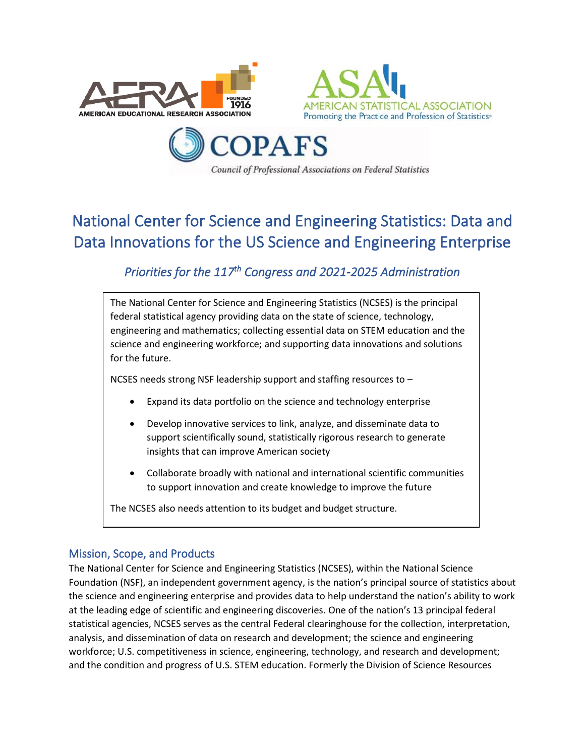AERA AMERICAN EDUCATIONAL RESEARCH ASSOCIATION — FOUNDED 1916

ASA AMERICAN STATISTICAL ASSOCIATION — Promoting the Practice and Profession of Statistics®

COPAFS — Council of Professional Associations on Federal Statistics

# National Center for Science and Engineering Statistics: Data and Data Innovations for the US Science and Engineering Enterprise

## *Priorities for the 117th Congress and 2021-2025 Administration*

The National Center for Science and Engineering Statistics (NCSES) is the principal federal statistical agency providing data on the state of science, technology, engineering and mathematics; collecting essential data on STEM education and the science and engineering workforce; and supporting data innovations and solutions for the future.

NCSES needs strong NSF leadership support and staffing resources to –

- Expand its data portfolio on the science and technology enterprise
- Develop innovative services to link, analyze, and disseminate data to support scientifically sound, statistically rigorous research to generate insights that can improve American society
- Collaborate broadly with national and international scientific communities to support innovation and create knowledge to improve the future

The NCSES also needs attention to its budget and budget structure.

### Mission, Scope, and Products

The National Center for Science and Engineering Statistics (NCSES), within the National Science Foundation (NSF), an independent government agency, is the nation's principal source of statistics about the science and engineering enterprise and provides data to help understand the nation's ability to work at the leading edge of scientific and engineering discoveries. One of the nation's 13 principal federal statistical agencies, NCSES serves as the central Federal clearinghouse for the collection, interpretation, analysis, and dissemination of data on research and development; the science and engineering workforce; U.S. competitiveness in science, engineering, technology, and research and development; and the condition and progress of U.S. STEM education. Formerly the Division of Science Resources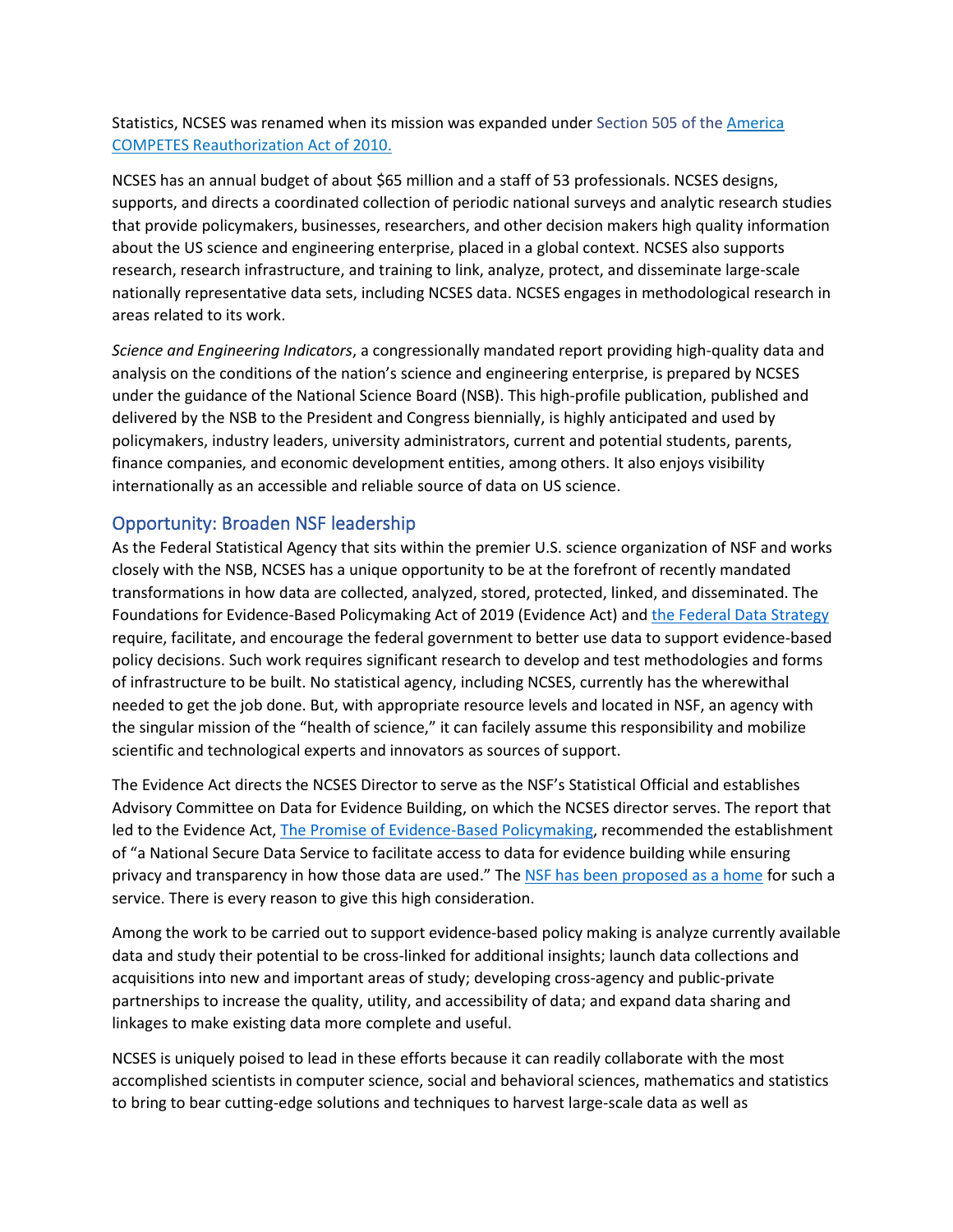Statistics, NCSES was renamed when its mission was expanded under Section 505 of the America COMPETES Reauthorization Act of 2010.

NCSES has an annual budget of about $65 million and a staff of 53 professionals. NCSES designs, supports, and directs a coordinated collection of periodic national surveys and analytic research studies that provide policymakers, businesses, researchers, and other decision makers high quality information about the US science and engineering enterprise, placed in a global context. NCSES also supports research, research infrastructure, and training to link, analyze, protect, and disseminate large-scale nationally representative data sets, including NCSES data. NCSES engages in methodological research in areas related to its work.

*Science and Engineering Indicators*, a congressionally mandated report providing high-quality data and analysis on the conditions of the nation's science and engineering enterprise, is prepared by NCSES under the guidance of the National Science Board (NSB). This high-profile publication, published and delivered by the NSB to the President and Congress biennially, is highly anticipated and used by policymakers, industry leaders, university administrators, current and potential students, parents, finance companies, and economic development entities, among others. It also enjoys visibility internationally as an accessible and reliable source of data on US science.

## Opportunity: Broaden NSF leadership

As the Federal Statistical Agency that sits within the premier U.S. science organization of NSF and works closely with the NSB, NCSES has a unique opportunity to be at the forefront of recently mandated transformations in how data are collected, analyzed, stored, protected, linked, and disseminated. The Foundations for Evidence-Based Policymaking Act of 2019 (Evidence Act) and the Federal Data Strategy require, facilitate, and encourage the federal government to better use data to support evidence-based policy decisions. Such work requires significant research to develop and test methodologies and forms of infrastructure to be built. No statistical agency, including NCSES, currently has the wherewithal needed to get the job done. But, with appropriate resource levels and located in NSF, an agency with the singular mission of the "health of science," it can facilely assume this responsibility and mobilize scientific and technological experts and innovators as sources of support.

The Evidence Act directs the NCSES Director to serve as the NSF's Statistical Official and establishes Advisory Committee on Data for Evidence Building, on which the NCSES director serves. The report that led to the Evidence Act, The Promise of Evidence-Based Policymaking, recommended the establishment of "a National Secure Data Service to facilitate access to data for evidence building while ensuring privacy and transparency in how those data are used." The NSF has been proposed as a home for such a service. There is every reason to give this high consideration.

Among the work to be carried out to support evidence-based policy making is analyze currently available data and study their potential to be cross-linked for additional insights; launch data collections and acquisitions into new and important areas of study; developing cross-agency and public-private partnerships to increase the quality, utility, and accessibility of data; and expand data sharing and linkages to make existing data more complete and useful.

NCSES is uniquely poised to lead in these efforts because it can readily collaborate with the most accomplished scientists in computer science, social and behavioral sciences, mathematics and statistics to bring to bear cutting-edge solutions and techniques to harvest large-scale data as well as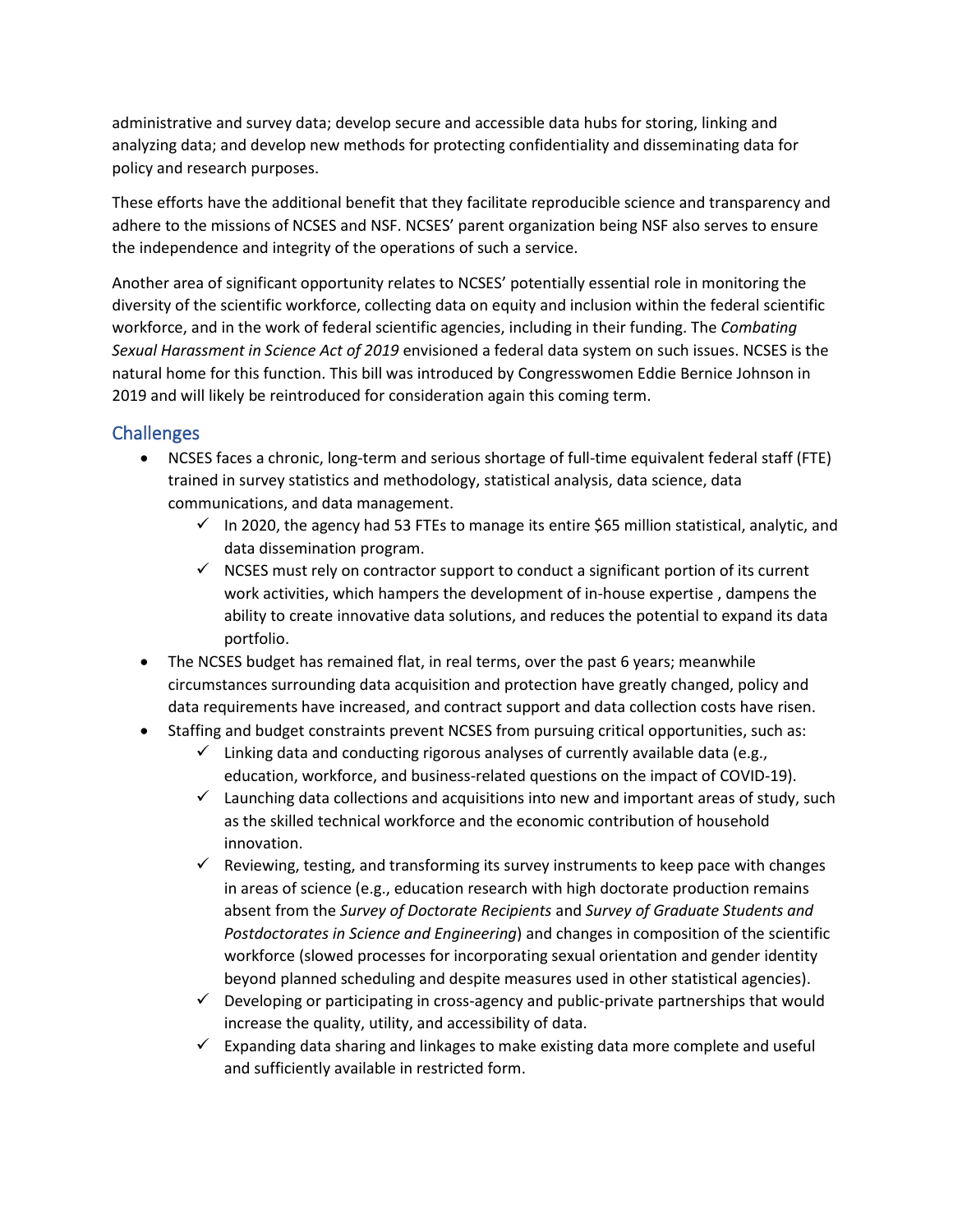administrative and survey data; develop secure and accessible data hubs for storing, linking and analyzing data; and develop new methods for protecting confidentiality and disseminating data for policy and research purposes.

These efforts have the additional benefit that they facilitate reproducible science and transparency and adhere to the missions of NCSES and NSF. NCSES' parent organization being NSF also serves to ensure the independence and integrity of the operations of such a service.

Another area of significant opportunity relates to NCSES' potentially essential role in monitoring the diversity of the scientific workforce, collecting data on equity and inclusion within the federal scientific workforce, and in the work of federal scientific agencies, including in their funding. The *Combating Sexual Harassment in Science Act of 2019* envisioned a federal data system on such issues. NCSES is the natural home for this function. This bill was introduced by Congresswomen Eddie Bernice Johnson in 2019 and will likely be reintroduced for consideration again this coming term.

## Challenges

- NCSES faces a chronic, long-term and serious shortage of full-time equivalent federal staff (FTE) trained in survey statistics and methodology, statistical analysis, data science, data communications, and data management.
  - ✓ In 2020, the agency had 53 FTEs to manage its entire $65 million statistical, analytic, and data dissemination program.
  - ✓ NCSES must rely on contractor support to conduct a significant portion of its current work activities, which hampers the development of in-house expertise , dampens the ability to create innovative data solutions, and reduces the potential to expand its data portfolio.
- The NCSES budget has remained flat, in real terms, over the past 6 years; meanwhile circumstances surrounding data acquisition and protection have greatly changed, policy and data requirements have increased, and contract support and data collection costs have risen.
- Staffing and budget constraints prevent NCSES from pursuing critical opportunities, such as:
  - ✓ Linking data and conducting rigorous analyses of currently available data (e.g., education, workforce, and business-related questions on the impact of COVID-19).
  - ✓ Launching data collections and acquisitions into new and important areas of study, such as the skilled technical workforce and the economic contribution of household innovation.
  - ✓ Reviewing, testing, and transforming its survey instruments to keep pace with changes in areas of science (e.g., education research with high doctorate production remains absent from the *Survey of Doctorate Recipients* and *Survey of Graduate Students and Postdoctorates in Science and Engineering*) and changes in composition of the scientific workforce (slowed processes for incorporating sexual orientation and gender identity beyond planned scheduling and despite measures used in other statistical agencies).
  - ✓ Developing or participating in cross-agency and public-private partnerships that would increase the quality, utility, and accessibility of data.
  - ✓ Expanding data sharing and linkages to make existing data more complete and useful and sufficiently available in restricted form.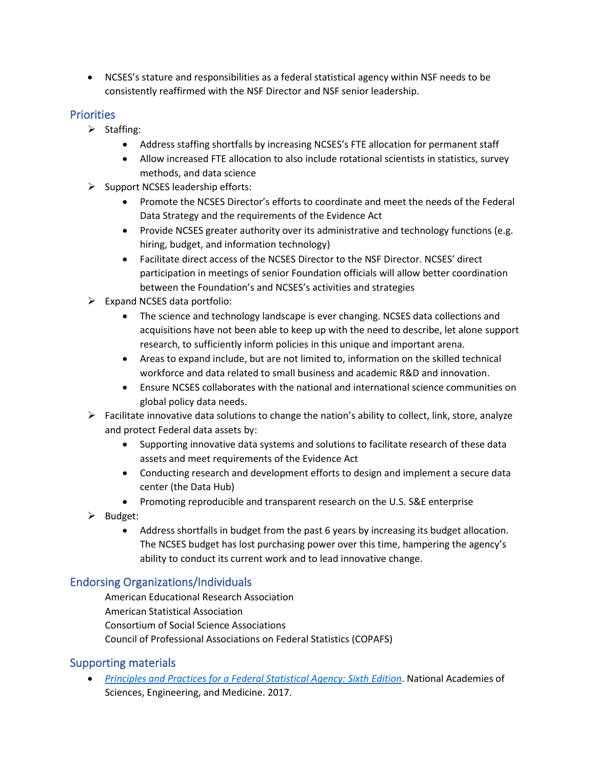- NCSES's stature and responsibilities as a federal statistical agency within NSF needs to be consistently reaffirmed with the NSF Director and NSF senior leadership.

## Priorities

- Staffing:
  - Address staffing shortfalls by increasing NCSES's FTE allocation for permanent staff
  - Allow increased FTE allocation to also include rotational scientists in statistics, survey methods, and data science
- Support NCSES leadership efforts:
  - Promote the NCSES Director's efforts to coordinate and meet the needs of the Federal Data Strategy and the requirements of the Evidence Act
  - Provide NCSES greater authority over its administrative and technology functions (e.g. hiring, budget, and information technology)
  - Facilitate direct access of the NCSES Director to the NSF Director. NCSES' direct participation in meetings of senior Foundation officials will allow better coordination between the Foundation's and NCSES's activities and strategies
- Expand NCSES data portfolio:
  - The science and technology landscape is ever changing. NCSES data collections and acquisitions have not been able to keep up with the need to describe, let alone support research, to sufficiently inform policies in this unique and important arena.
  - Areas to expand include, but are not limited to, information on the skilled technical workforce and data related to small business and academic R&D and innovation.
  - Ensure NCSES collaborates with the national and international science communities on global policy data needs.
- Facilitate innovative data solutions to change the nation's ability to collect, link, store, analyze and protect Federal data assets by:
  - Supporting innovative data systems and solutions to facilitate research of these data assets and meet requirements of the Evidence Act
  - Conducting research and development efforts to design and implement a secure data center (the Data Hub)
  - Promoting reproducible and transparent research on the U.S. S&E enterprise
- Budget:
  - Address shortfalls in budget from the past 6 years by increasing its budget allocation. The NCSES budget has lost purchasing power over this time, hampering the agency's ability to conduct its current work and to lead innovative change.

## Endorsing Organizations/Individuals

American Educational Research Association
American Statistical Association
Consortium of Social Science Associations
Council of Professional Associations on Federal Statistics (COPAFS)

## Supporting materials

- *Principles and Practices for a Federal Statistical Agency: Sixth Edition*. National Academies of Sciences, Engineering, and Medicine. 2017.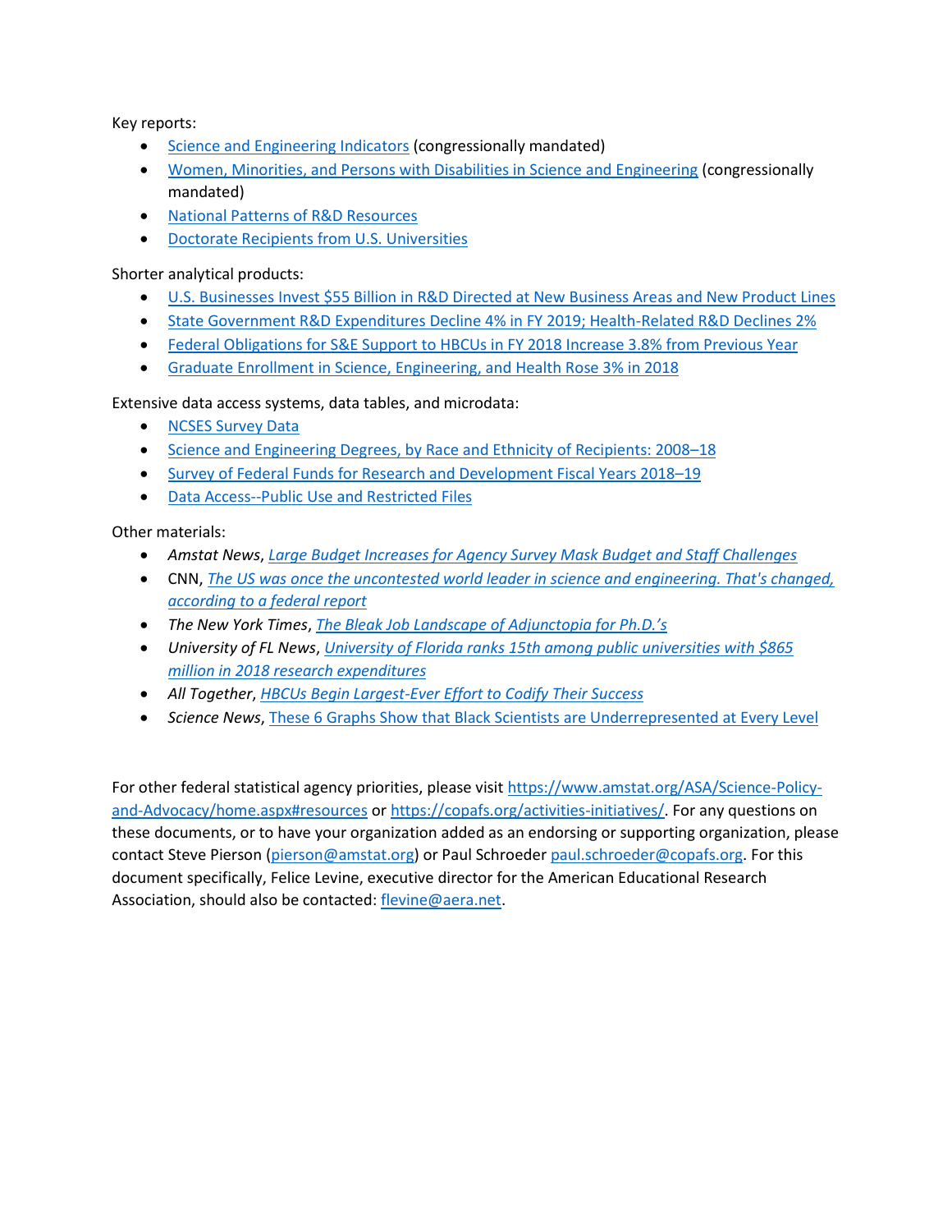Key reports:

- Science and Engineering Indicators (congressionally mandated)
- Women, Minorities, and Persons with Disabilities in Science and Engineering (congressionally mandated)
- National Patterns of R&D Resources
- Doctorate Recipients from U.S. Universities

Shorter analytical products:

- U.S. Businesses Invest $55 Billion in R&D Directed at New Business Areas and New Product Lines
- State Government R&D Expenditures Decline 4% in FY 2019; Health-Related R&D Declines 2%
- Federal Obligations for S&E Support to HBCUs in FY 2018 Increase 3.8% from Previous Year
- Graduate Enrollment in Science, Engineering, and Health Rose 3% in 2018

Extensive data access systems, data tables, and microdata:

- NCSES Survey Data
- Science and Engineering Degrees, by Race and Ethnicity of Recipients: 2008–18
- Survey of Federal Funds for Research and Development Fiscal Years 2018–19
- Data Access--Public Use and Restricted Files

Other materials:

- *Amstat News*, *Large Budget Increases for Agency Survey Mask Budget and Staff Challenges*
- CNN, *The US was once the uncontested world leader in science and engineering. That's changed, according to a federal report*
- *The New York Times*, *The Bleak Job Landscape of Adjunctopia for Ph.D.'s*
- University of FL News, *University of Florida ranks 15th among public universities with $865 million in 2018 research expenditures*
- *All Together*, *HBCUs Begin Largest-Ever Effort to Codify Their Success*
- *Science News*, These 6 Graphs Show that Black Scientists are Underrepresented at Every Level

For other federal statistical agency priorities, please visit https://www.amstat.org/ASA/Science-Policy-and-Advocacy/home.aspx#resources or https://copafs.org/activities-initiatives/. For any questions on these documents, or to have your organization added as an endorsing or supporting organization, please contact Steve Pierson (pierson@amstat.org) or Paul Schroeder paul.schroeder@copafs.org. For this document specifically, Felice Levine, executive director for the American Educational Research Association, should also be contacted: flevine@aera.net.